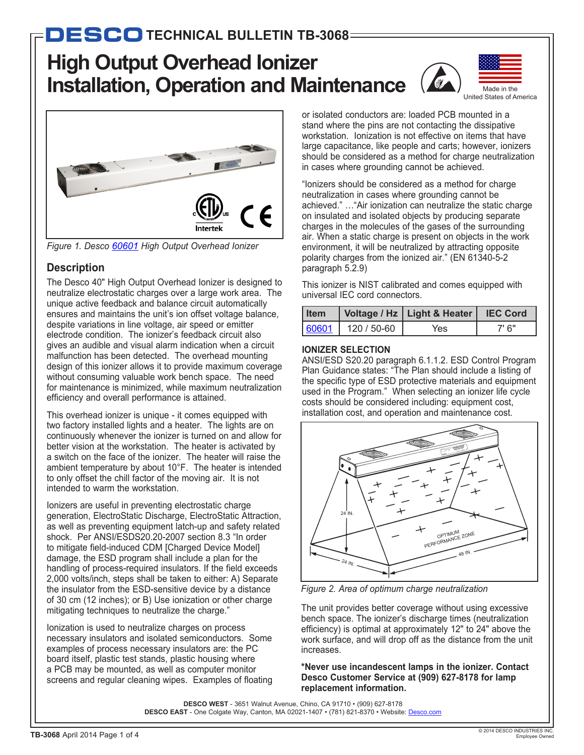# DESCO TECHNICAL BULLETIN TB-3068

# High Output Overhead Ionizer Installation, Operation and Maintenance

Made in the United States of America

*Figure 1. Desco 60601 High Output Overhead Ionizer*

## Description

The Desco 40" High Output Overhead Ionizer is designed to neutralize electrostatic charges over a large work area. The unique active feedback and balance circuit automatically ensures and maintains the unit's ion offset voltage balance, despite variations in line voltage, air speed or emitter electrode condition. The ionizer's feedback circuit also gives an audible and visual alarm indication when a circuit malfunction has been detected. The overhead mounting design of this ionizer allows it to provide maximum coverage without consuming valuable work bench space. The need for maintenance is minimized, while maximum neutralization efficiency and overall performance is attained.

This overhead ionizer is unique - it comes equipped with two factory installed lights and a heater. The lights are on continuously whenever the ionizer is turned on and allow for better vision at the workstation. The heater is activated by a switch on the face of the ionizer. The heater will raise the ambient temperature by about 10°F. The heater is intended to only offset the chill factor of the moving air. It is not intended to warm the workstation.

Ionizers are useful in preventing electrostatic charge generation, ElectroStatic Discharge, ElectroStatic Attraction, as well as preventing equipment latch-up and safety related shock. Per ANSI/ESDS20.20-2007 section 8.3 "In order to mitigate field-induced CDM [Charged Device Model] damage, the ESD program shall include a plan for the handling of process-required insulators. If the field exceeds 2,000 volts/inch, steps shall be taken to either: A) Separate the insulator from the ESD-sensitive device by a distance of 30 cm (12 inches); or B) Use ionization or other charge mitigating techniques to neutralize the charge."

Ionization is used to neutralize charges on process necessary insulators and isolated semiconductors. Some examples of process necessary insulators are: the PC board itself, plastic test stands, plastic housing where a PCB may be mounted, as well as computer monitor screens and regular cleaning wipes. Examples of floating or isolated conductors are: loaded PCB mounted in a stand where the pins are not contacting the dissipative workstation. Ionization is not effective on items that have large capacitance, like people and carts; however, ionizers should be considered as a method for charge neutralization in cases where grounding cannot be achieved.

"Ionizers should be considered as a method for charge neutralization in cases where grounding cannot be achieved." …"Air ionization can neutralize the static charge on insulated and isolated objects by producing separate charges in the molecules of the gases of the surrounding air. When a static charge is present on objects in the work environment, it will be neutralized by attracting opposite polarity charges from the ionized air." (EN 61340-5-2 paragraph 5.2.9)

This ionizer is NIST calibrated and comes equipped with universal IEC cord connectors.

| Item | Voltage / Hz | Light & Heater | IEC Cord |
|---|---|---|---|
| 60601 | 120 / 50-60 | Yes | 7' 6" |

### IONIZER SELECTION

ANSI/ESD S20.20 paragraph 6.1.1.2. ESD Control Program Plan Guidance states: "The Plan should include a listing of the specific type of ESD protective materials and equipment used in the Program." When selecting an ionizer life cycle costs should be considered including: equipment cost, installation cost, and operation and maintenance cost.

*Figure 2. Area of optimum charge neutralization*

The unit provides better coverage without using excessive bench space. The ionizer's discharge times (neutralization efficiency) is optimal at approximately 12" to 24" above the work surface, and will drop off as the distance from the unit increases.

**\*Never use incandescent lamps in the ionizer. Contact Desco Customer Service at (909) 627-8178 for lamp replacement information.**

**DESCO WEST** - 3651 Walnut Avenue, Chino, CA 91710 • (909) 627-8178
**DESCO EAST** - One Colgate Way, Canton, MA 02021-1407 • (781) 821-8370 • Website: Desco.com

© 2014 DESCO INDUSTRIES INC. Employee Owned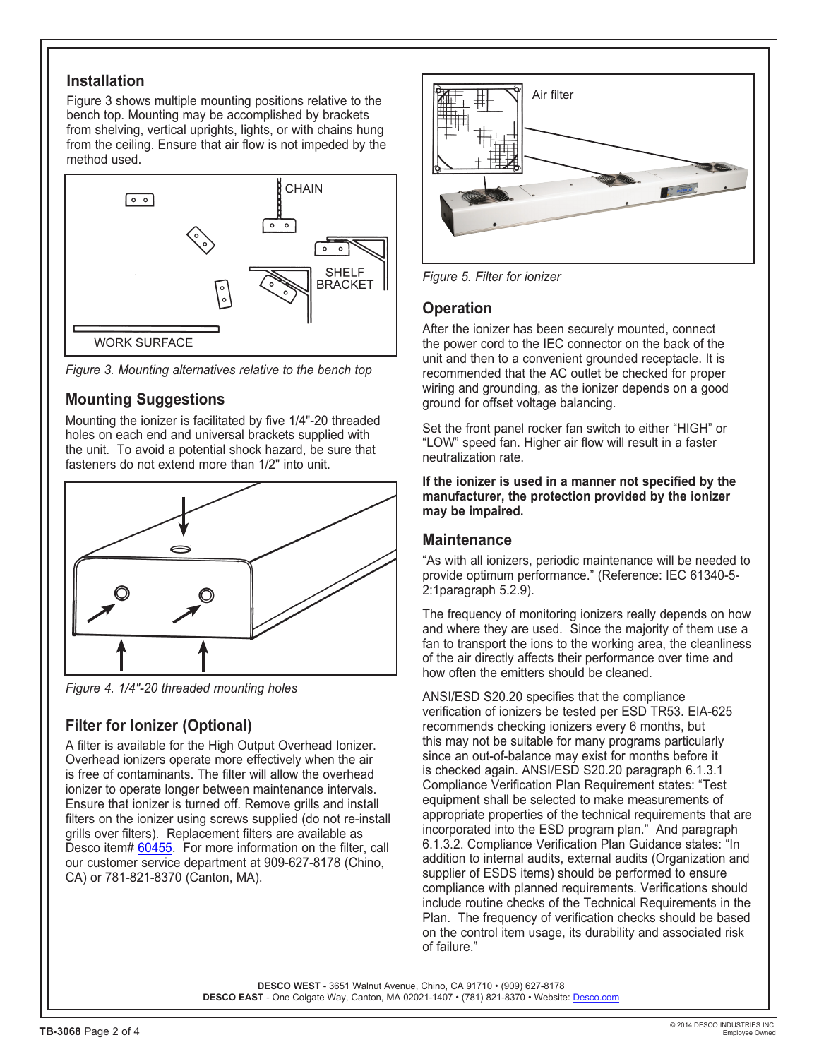## Installation

Figure 3 shows multiple mounting positions relative to the bench top. Mounting may be accomplished by brackets from shelving, vertical uprights, lights, or with chains hung from the ceiling. Ensure that air flow is not impeded by the method used.

CHAIN

SHELF BRACKET

WORK SURFACE

*Figure 3. Mounting alternatives relative to the bench top*

## Mounting Suggestions

Mounting the ionizer is facilitated by five 1/4"-20 threaded holes on each end and universal brackets supplied with the unit. To avoid a potential shock hazard, be sure that fasteners do not extend more than 1/2" into unit.

*Figure 4. 1/4"-20 threaded mounting holes*

## Filter for Ionizer (Optional)

A filter is available for the High Output Overhead Ionizer. Overhead ionizers operate more effectively when the air is free of contaminants. The filter will allow the overhead ionizer to operate longer between maintenance intervals. Ensure that ionizer is turned off. Remove grills and install filters on the ionizer using screws supplied (do not re-install grills over filters). Replacement filters are available as Desco item# 60455. For more information on the filter, call our customer service department at 909-627-8178 (Chino, CA) or 781-821-8370 (Canton, MA).

Air filter

*Figure 5. Filter for ionizer*

## Operation

After the ionizer has been securely mounted, connect the power cord to the IEC connector on the back of the unit and then to a convenient grounded receptacle. It is recommended that the AC outlet be checked for proper wiring and grounding, as the ionizer depends on a good ground for offset voltage balancing.

Set the front panel rocker fan switch to either "HIGH" or "LOW" speed fan. Higher air flow will result in a faster neutralization rate.

**If the ionizer is used in a manner not specified by the manufacturer, the protection provided by the ionizer may be impaired.**

## Maintenance

"As with all ionizers, periodic maintenance will be needed to provide optimum performance." (Reference: IEC 61340-5-2:1paragraph 5.2.9).

The frequency of monitoring ionizers really depends on how and where they are used. Since the majority of them use a fan to transport the ions to the working area, the cleanliness of the air directly affects their performance over time and how often the emitters should be cleaned.

ANSI/ESD S20.20 specifies that the compliance verification of ionizers be tested per ESD TR53. EIA-625 recommends checking ionizers every 6 months, but this may not be suitable for many programs particularly since an out-of-balance may exist for months before it is checked again. ANSI/ESD S20.20 paragraph 6.1.3.1 Compliance Verification Plan Requirement states: "Test equipment shall be selected to make measurements of appropriate properties of the technical requirements that are incorporated into the ESD program plan." And paragraph 6.1.3.2. Compliance Verification Plan Guidance states: "In addition to internal audits, external audits (Organization and supplier of ESDS items) should be performed to ensure compliance with planned requirements. Verifications should include routine checks of the Technical Requirements in the Plan. The frequency of verification checks should be based on the control item usage, its durability and associated risk of failure."

**DESCO WEST** - 3651 Walnut Avenue, Chino, CA 91710 • (909) 627-8178
**DESCO EAST** - One Colgate Way, Canton, MA 02021-1407 • (781) 821-8370 • Website: Desco.com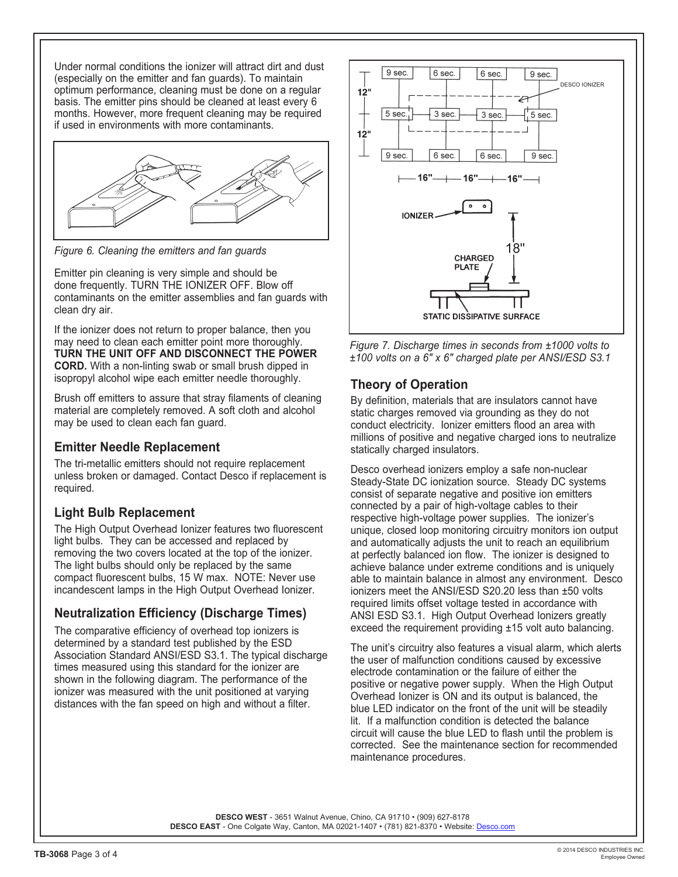Under normal conditions the ionizer will attract dirt and dust (especially on the emitter and fan guards). To maintain optimum performance, cleaning must be done on a regular basis. The emitter pins should be cleaned at least every 6 months. However, more frequent cleaning may be required if used in environments with more contaminants.

*Figure 6. Cleaning the emitters and fan guards*

Emitter pin cleaning is very simple and should be done frequently. TURN THE IONIZER OFF. Blow off contaminants on the emitter assemblies and fan guards with clean dry air.

If the ionizer does not return to proper balance, then you may need to clean each emitter point more thoroughly. **TURN THE UNIT OFF AND DISCONNECT THE POWER CORD.** With a non-linting swab or small brush dipped in isopropyl alcohol wipe each emitter needle thoroughly.

Brush off emitters to assure that stray filaments of cleaning material are completely removed. A soft cloth and alcohol may be used to clean each fan guard.

## Emitter Needle Replacement

The tri-metallic emitters should not require replacement unless broken or damaged. Contact Desco if replacement is required.

## Light Bulb Replacement

The High Output Overhead Ionizer features two fluorescent light bulbs. They can be accessed and replaced by removing the two covers located at the top of the ionizer. The light bulbs should only be replaced by the same compact fluorescent bulbs, 15 W max. NOTE: Never use incandescent lamps in the High Output Overhead Ionizer.

## Neutralization Efficiency (Discharge Times)

The comparative efficiency of overhead top ionizers is determined by a standard test published by the ESD Association Standard ANSI/ESD S3.1. The typical discharge times measured using this standard for the ionizer are shown in the following diagram. The performance of the ionizer was measured with the unit positioned at varying distances with the fan speed on high and without a filter.

| 9 sec. | 6 sec. | 6 sec. | 9 sec. |
|---|---|---|---|
| 5 sec. | 3 sec. | 3 sec. | 5 sec. |
| 9 sec. | 6 sec. | 6 sec. | 9 sec. |

Rows spaced 12" apart; columns spaced 16" apart. DESCO IONIZER positioned over the grid. IONIZER 18" above CHARGED PLATE on STATIC DISSIPATIVE SURFACE.

*Figure 7. Discharge times in seconds from ±1000 volts to ±100 volts on a 6" x 6" charged plate per ANSI/ESD S3.1*

## Theory of Operation

By definition, materials that are insulators cannot have static charges removed via grounding as they do not conduct electricity. Ionizer emitters flood an area with millions of positive and negative charged ions to neutralize statically charged insulators.

Desco overhead ionizers employ a safe non-nuclear Steady-State DC ionization source. Steady DC systems consist of separate negative and positive ion emitters connected by a pair of high-voltage cables to their respective high-voltage power supplies. The ionizer's unique, closed loop monitoring circuitry monitors ion output and automatically adjusts the unit to reach an equilibrium at perfectly balanced ion flow. The ionizer is designed to achieve balance under extreme conditions and is uniquely able to maintain balance in almost any environment. Desco ionizers meet the ANSI/ESD S20.20 less than ±50 volts required limits offset voltage tested in accordance with ANSI ESD S3.1. High Output Overhead Ionizers greatly exceed the requirement providing ±15 volt auto balancing.

The unit's circuitry also features a visual alarm, which alerts the user of malfunction conditions caused by excessive electrode contamination or the failure of either the positive or negative power supply. When the High Output Overhead Ionizer is ON and its output is balanced, the blue LED indicator on the front of the unit will be steadily lit. If a malfunction condition is detected the balance circuit will cause the blue LED to flash until the problem is corrected. See the maintenance section for recommended maintenance procedures.

**DESCO WEST** - 3651 Walnut Avenue, Chino, CA 91710 • (909) 627-8178
**DESCO EAST** - One Colgate Way, Canton, MA 02021-1407 • (781) 821-8370 • Website: Desco.com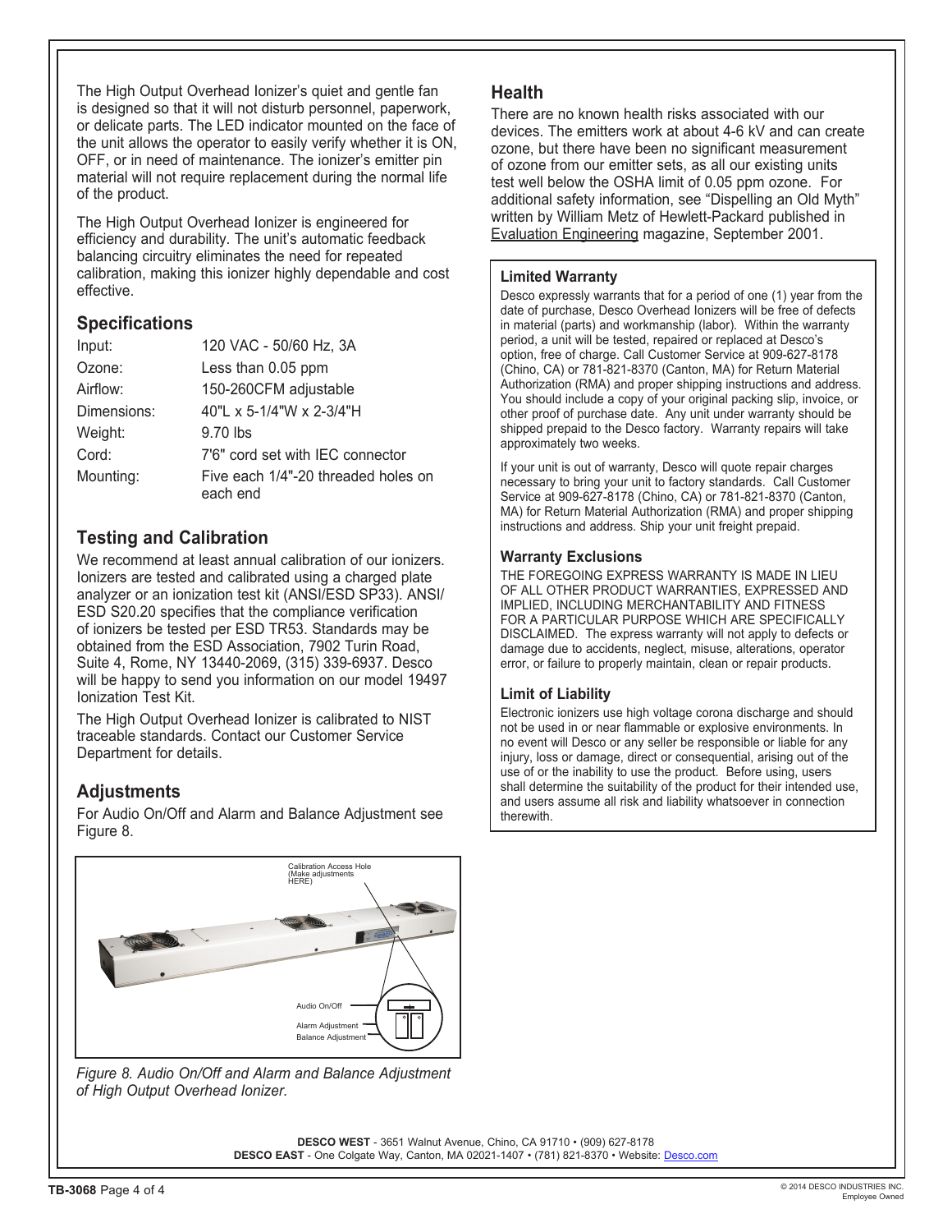The High Output Overhead Ionizer's quiet and gentle fan is designed so that it will not disturb personnel, paperwork, or delicate parts. The LED indicator mounted on the face of the unit allows the operator to easily verify whether it is ON, OFF, or in need of maintenance. The ionizer's emitter pin material will not require replacement during the normal life of the product.

The High Output Overhead Ionizer is engineered for efficiency and durability. The unit's automatic feedback balancing circuitry eliminates the need for repeated calibration, making this ionizer highly dependable and cost effective.

## Specifications

| | |
|---|---|
| Input: | 120 VAC - 50/60 Hz, 3A |
| Ozone: | Less than 0.05 ppm |
| Airflow: | 150-260CFM adjustable |
| Dimensions: | 40"L x 5-1/4"W x 2-3/4"H |
| Weight: | 9.70 lbs |
| Cord: | 7'6" cord set with IEC connector |
| Mounting: | Five each 1/4"-20 threaded holes on each end |

## Testing and Calibration

We recommend at least annual calibration of our ionizers. Ionizers are tested and calibrated using a charged plate analyzer or an ionization test kit (ANSI/ESD SP33). ANSI/ESD S20.20 specifies that the compliance verification of ionizers be tested per ESD TR53. Standards may be obtained from the ESD Association, 7902 Turin Road, Suite 4, Rome, NY 13440-2069, (315) 339-6937. Desco will be happy to send you information on our model 19497 Ionization Test Kit.

The High Output Overhead Ionizer is calibrated to NIST traceable standards. Contact our Customer Service Department for details.

## Adjustments

For Audio On/Off and Alarm and Balance Adjustment see Figure 8.

Calibration Access Hole (Make adjustments HERE)

Audio On/Off

Alarm Adjustment

Balance Adjustment

*Figure 8. Audio On/Off and Alarm and Balance Adjustment of High Output Overhead Ionizer.*

## Health

There are no known health risks associated with our devices. The emitters work at about 4-6 kV and can create ozone, but there have been no significant measurement of ozone from our emitter sets, as all our existing units test well below the OSHA limit of 0.05 ppm ozone. For additional safety information, see "Dispelling an Old Myth" written by William Metz of Hewlett-Packard published in Evaluation Engineering magazine, September 2001.

### Limited Warranty

Desco expressly warrants that for a period of one (1) year from the date of purchase, Desco Overhead Ionizers will be free of defects in material (parts) and workmanship (labor). Within the warranty period, a unit will be tested, repaired or replaced at Desco's option, free of charge. Call Customer Service at 909-627-8178 (Chino, CA) or 781-821-8370 (Canton, MA) for Return Material Authorization (RMA) and proper shipping instructions and address. You should include a copy of your original packing slip, invoice, or other proof of purchase date. Any unit under warranty should be shipped prepaid to the Desco factory. Warranty repairs will take approximately two weeks.

If your unit is out of warranty, Desco will quote repair charges necessary to bring your unit to factory standards. Call Customer Service at 909-627-8178 (Chino, CA) or 781-821-8370 (Canton, MA) for Return Material Authorization (RMA) and proper shipping instructions and address. Ship your unit freight prepaid.

### Warranty Exclusions

THE FOREGOING EXPRESS WARRANTY IS MADE IN LIEU OF ALL OTHER PRODUCT WARRANTIES, EXPRESSED AND IMPLIED, INCLUDING MERCHANTABILITY AND FITNESS FOR A PARTICULAR PURPOSE WHICH ARE SPECIFICALLY DISCLAIMED. The express warranty will not apply to defects or damage due to accidents, neglect, misuse, alterations, operator error, or failure to properly maintain, clean or repair products.

### Limit of Liability

Electronic ionizers use high voltage corona discharge and should not be used in or near flammable or explosive environments. In no event will Desco or any seller be responsible or liable for any injury, loss or damage, direct or consequential, arising out of the use of or the inability to use the product. Before using, users shall determine the suitability of the product for their intended use, and users assume all risk and liability whatsoever in connection therewith.

**DESCO WEST** - 3651 Walnut Avenue, Chino, CA 91710 • (909) 627-8178
**DESCO EAST** - One Colgate Way, Canton, MA 02021-1407 • (781) 821-8370 • Website: Desco.com

**TB-3068**

© 2014 DESCO INDUSTRIES INC.
Employee Owned